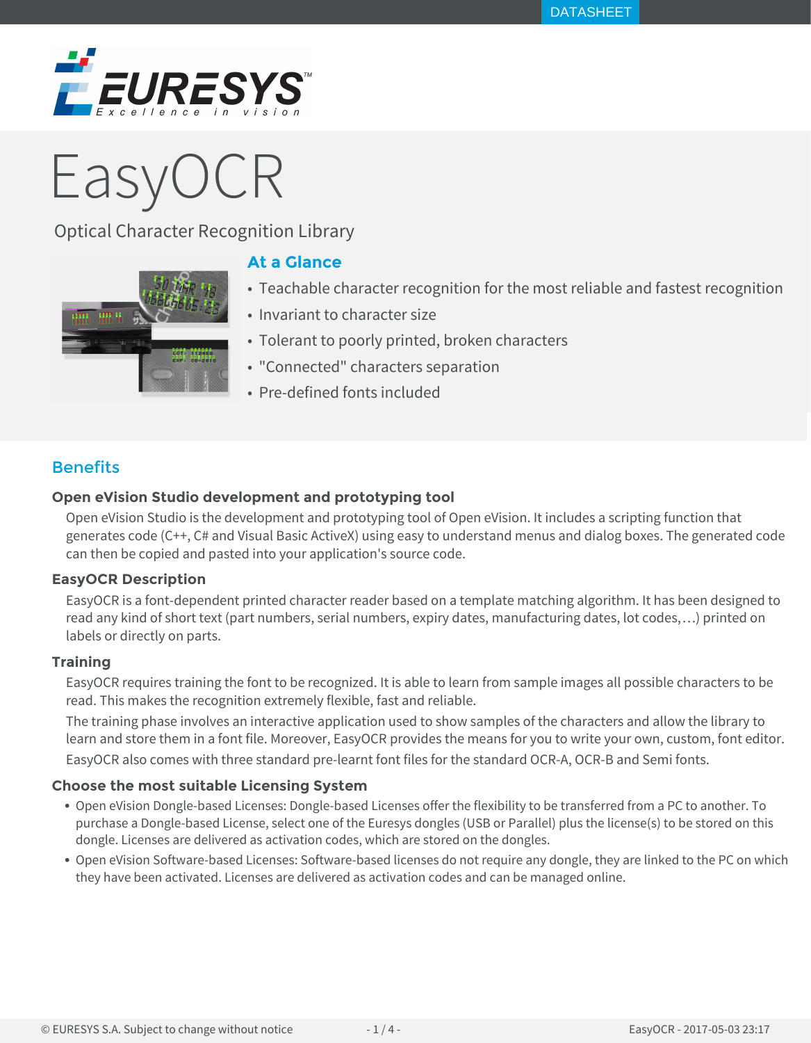# EasyOCR

Optical Character Recognition Library

## At a Glance

- Teachable character recognition for the most reliable and fastest recognition
- Invariant to character size
- Tolerant to poorly printed, broken characters
- "Connected" characters separation
- Pre-defined fonts included

## Benefits

### Open eVision Studio development and prototyping tool

Open eVision Studio is the development and prototyping tool of Open eVision. It includes a scripting function that generates code (C++, C# and Visual Basic ActiveX) using easy to understand menus and dialog boxes. The generated code can then be copied and pasted into your application's source code.

### EasyOCR Description

EasyOCR is a font-dependent printed character reader based on a template matching algorithm. It has been designed to read any kind of short text (part numbers, serial numbers, expiry dates, manufacturing dates, lot codes,…) printed on labels or directly on parts.

### Training

EasyOCR requires training the font to be recognized. It is able to learn from sample images all possible characters to be read. This makes the recognition extremely flexible, fast and reliable.

The training phase involves an interactive application used to show samples of the characters and allow the library to learn and store them in a font file. Moreover, EasyOCR provides the means for you to write your own, custom, font editor.

EasyOCR also comes with three standard pre-learnt font files for the standard OCR-A, OCR-B and Semi fonts.

### Choose the most suitable Licensing System

- Open eVision Dongle-based Licenses: Dongle-based Licenses offer the flexibility to be transferred from a PC to another. To purchase a Dongle-based License, select one of the Euresys dongles (USB or Parallel) plus the license(s) to be stored on this dongle. Licenses are delivered as activation codes, which are stored on the dongles.
- Open eVision Software-based Licenses: Software-based licenses do not require any dongle, they are linked to the PC on which they have been activated. Licenses are delivered as activation codes and can be managed online.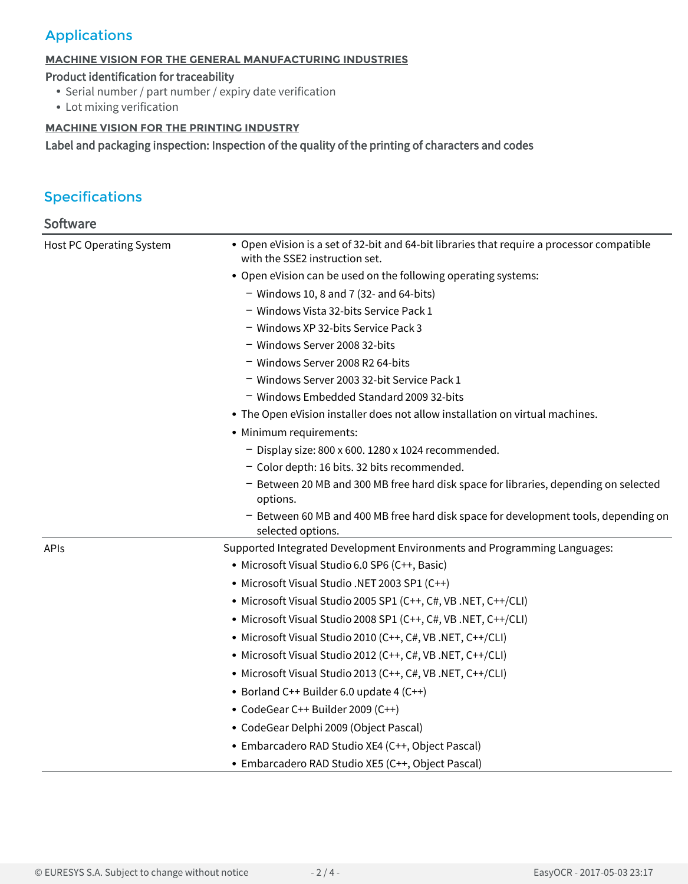## Applications

**MACHINE VISION FOR THE GENERAL MANUFACTURING INDUSTRIES**

**Product identification for traceability**

- Serial number / part number / expiry date verification
- Lot mixing verification

**MACHINE VISION FOR THE PRINTING INDUSTRY**

**Label and packaging inspection: Inspection of the quality of the printing of characters and codes**

## Specifications

### Software

| | |
|---|---|
| Host PC Operating System | • Open eVision is a set of 32-bit and 64-bit libraries that require a processor compatible with the SSE2 instruction set.<br>• Open eVision can be used on the following operating systems:<br>− Windows 10, 8 and 7 (32- and 64-bits)<br>− Windows Vista 32-bits Service Pack 1<br>− Windows XP 32-bits Service Pack 3<br>− Windows Server 2008 32-bits<br>− Windows Server 2008 R2 64-bits<br>− Windows Server 2003 32-bit Service Pack 1<br>− Windows Embedded Standard 2009 32-bits<br>• The Open eVision installer does not allow installation on virtual machines.<br>• Minimum requirements:<br>− Display size: 800 x 600. 1280 x 1024 recommended.<br>− Color depth: 16 bits. 32 bits recommended.<br>− Between 20 MB and 300 MB free hard disk space for libraries, depending on selected options.<br>− Between 60 MB and 400 MB free hard disk space for development tools, depending on selected options. |
| APIs | Supported Integrated Development Environments and Programming Languages:<br>• Microsoft Visual Studio 6.0 SP6 (C++, Basic)<br>• Microsoft Visual Studio .NET 2003 SP1 (C++)<br>• Microsoft Visual Studio 2005 SP1 (C++, C#, VB .NET, C++/CLI)<br>• Microsoft Visual Studio 2008 SP1 (C++, C#, VB .NET, C++/CLI)<br>• Microsoft Visual Studio 2010 (C++, C#, VB .NET, C++/CLI)<br>• Microsoft Visual Studio 2012 (C++, C#, VB .NET, C++/CLI)<br>• Microsoft Visual Studio 2013 (C++, C#, VB .NET, C++/CLI)<br>• Borland C++ Builder 6.0 update 4 (C++)<br>• CodeGear C++ Builder 2009 (C++)<br>• CodeGear Delphi 2009 (Object Pascal)<br>• Embarcadero RAD Studio XE4 (C++, Object Pascal)<br>• Embarcadero RAD Studio XE5 (C++, Object Pascal) |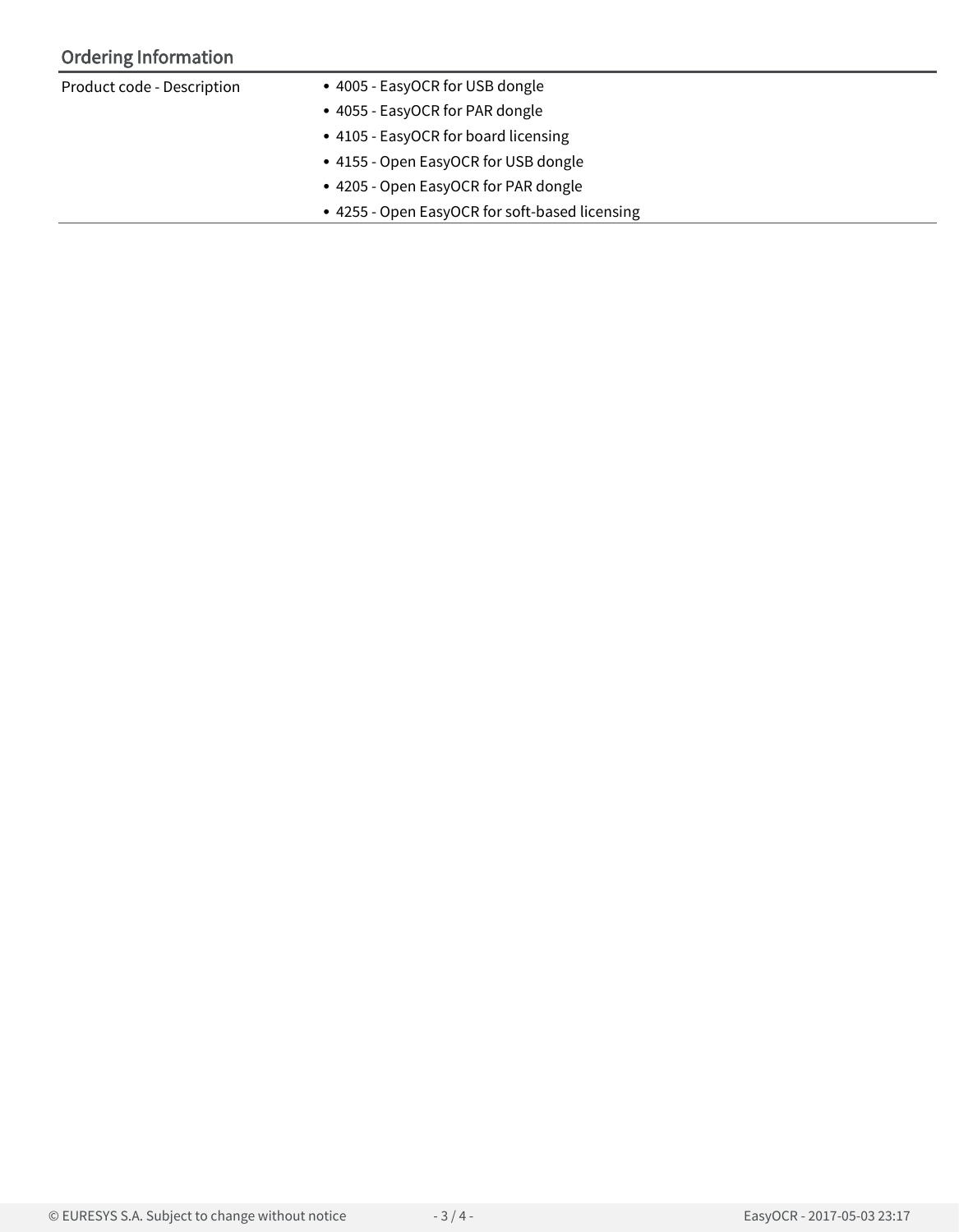## Ordering Information

| | |
|---|---|
| Product code - Description | • 4005 - EasyOCR for USB dongle<br>• 4055 - EasyOCR for PAR dongle<br>• 4105 - EasyOCR for board licensing<br>• 4155 - Open EasyOCR for USB dongle<br>• 4205 - Open EasyOCR for PAR dongle<br>• 4255 - Open EasyOCR for soft-based licensing |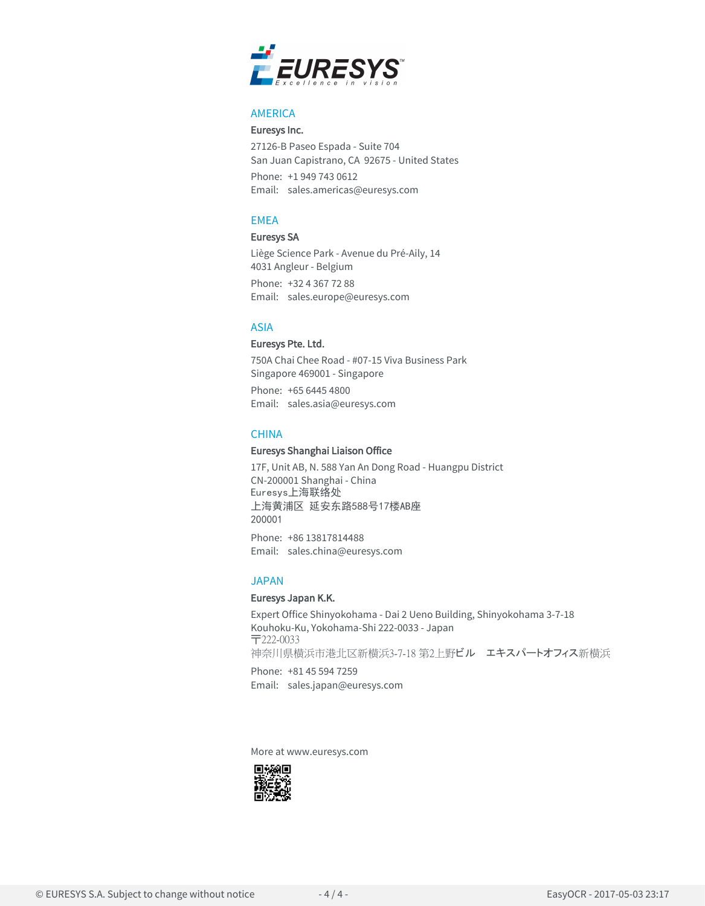## AMERICA

**Euresys Inc.**

27126-B Paseo Espada - Suite 704
San Juan Capistrano, CA 92675 - United States

Phone: +1 949 743 0612
Email: sales.americas@euresys.com

## EMEA

**Euresys SA**

Liège Science Park - Avenue du Pré-Aily, 14
4031 Angleur - Belgium

Phone: +32 4 367 72 88
Email: sales.europe@euresys.com

## ASIA

**Euresys Pte. Ltd.**

750A Chai Chee Road - #07-15 Viva Business Park
Singapore 469001 - Singapore

Phone: +65 6445 4800
Email: sales.asia@euresys.com

## CHINA

**Euresys Shanghai Liaison Office**

17F, Unit AB, N. 588 Yan An Dong Road - Huangpu District
CN-200001 Shanghai - China
Euresys上海联络处
上海黄浦区 延安东路588号17楼AB座
200001

Phone: +86 13817814488
Email: sales.china@euresys.com

## JAPAN

**Euresys Japan K.K.**

Expert Office Shinyokohama - Dai 2 Ueno Building, Shinyokohama 3-7-18
Kouhoku-Ku, Yokohama-Shi 222-0033 - Japan
〒222-0033
神奈川県横浜市港北区新横浜3-7-18 第2上野ビル エキスパートオフィス新横浜

Phone: +81 45 594 7259
Email: sales.japan@euresys.com

More at www.euresys.com

© EURESYS S.A. Subject to change without notice